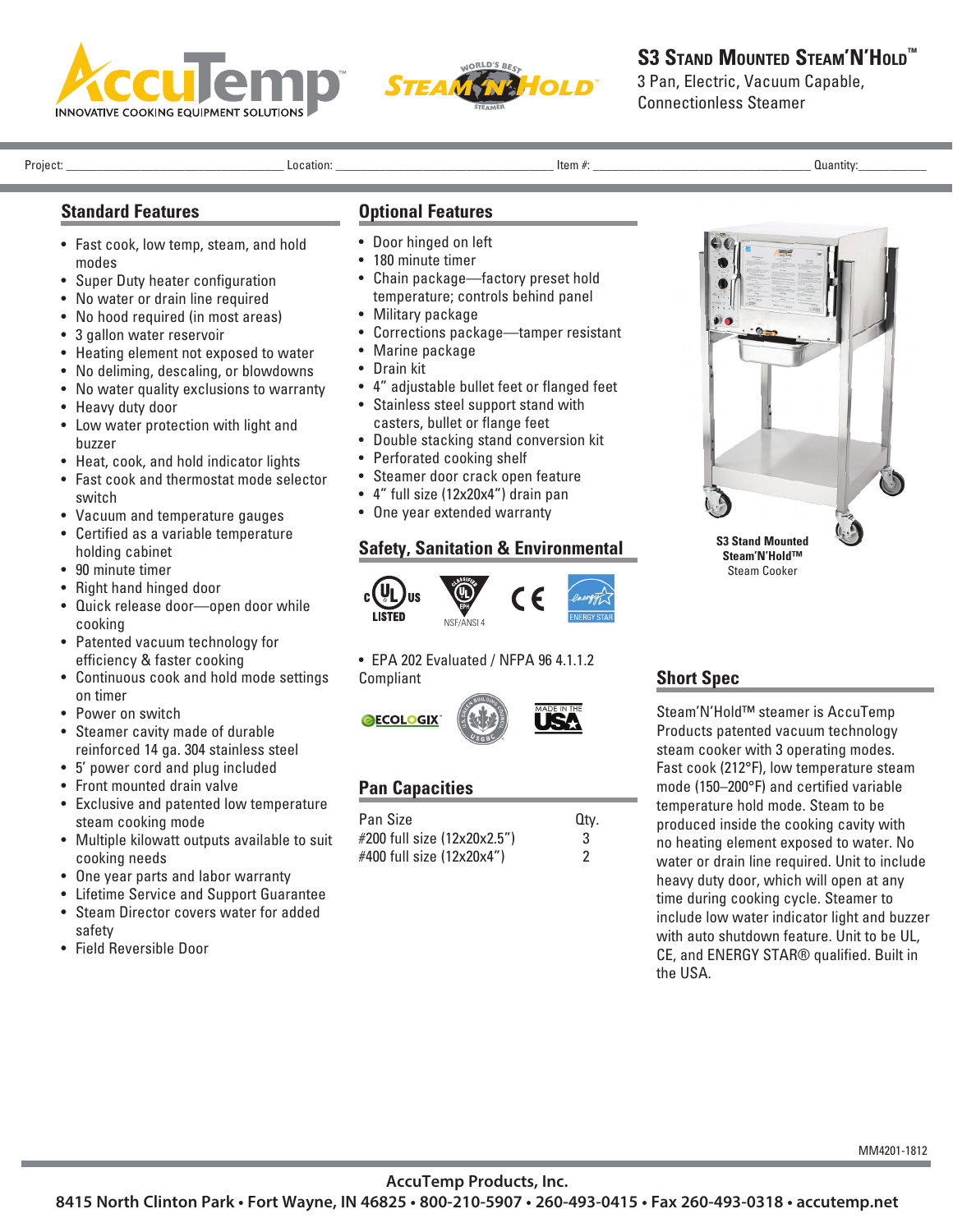# S3 Stand Mounted Steam'N'Hold™

3 Pan, Electric, Vacuum Capable, Connectionless Steamer

Project: ______________ Location: ______________ Item #: ______________ Quantity: ______________

## Standard Features

- Fast cook, low temp, steam, and hold modes
- Super Duty heater configuration
- No water or drain line required
- No hood required (in most areas)
- 3 gallon water reservoir
- Heating element not exposed to water
- No deliming, descaling, or blowdowns
- No water quality exclusions to warranty
- Heavy duty door
- Low water protection with light and buzzer
- Heat, cook, and hold indicator lights
- Fast cook and thermostat mode selector switch
- Vacuum and temperature gauges
- Certified as a variable temperature holding cabinet
- 90 minute timer
- Right hand hinged door
- Quick release door—open door while cooking
- Patented vacuum technology for efficiency & faster cooking
- Continuous cook and hold mode settings on timer
- Power on switch
- Steamer cavity made of durable reinforced 14 ga. 304 stainless steel
- 5' power cord and plug included
- Front mounted drain valve
- Exclusive and patented low temperature steam cooking mode
- Multiple kilowatt outputs available to suit cooking needs
- One year parts and labor warranty
- Lifetime Service and Support Guarantee
- Steam Director covers water for added safety
- Field Reversible Door

## Optional Features

- Door hinged on left
- 180 minute timer
- Chain package—factory preset hold temperature; controls behind panel
- Military package
- Corrections package—tamper resistant
- Marine package
- Drain kit
- 4" adjustable bullet feet or flanged feet
- Stainless steel support stand with casters, bullet or flange feet
- Double stacking stand conversion kit
- Perforated cooking shelf
- Steamer door crack open feature
- 4" full size (12x20x4") drain pan
- One year extended warranty

## Safety, Sanitation & Environmental

cULus LISTED | NSF/ANSI 4 | CE | ENERGY STAR

- EPA 202 Evaluated / NFPA 96 4.1.1.2 Compliant

ECOLOGIX | USGBC | MADE IN THE USA

## Pan Capacities

| Pan Size | Qty. |
|---|---|
| #200 full size (12x20x2.5") | 3 |
| #400 full size (12x20x4") | 2 |

**S3 Stand Mounted Steam'N'Hold™**
Steam Cooker

## Short Spec

Steam'N'Hold™ steamer is AccuTemp Products patented vacuum technology steam cooker with 3 operating modes. Fast cook (212°F), low temperature steam mode (150–200°F) and certified variable temperature hold mode. Steam to be produced inside the cooking cavity with no heating element exposed to water. No water or drain line required. Unit to include heavy duty door, which will open at any time during cooking cycle. Steamer to include low water indicator light and buzzer with auto shutdown feature. Unit to be UL, CE, and ENERGY STAR® qualified. Built in the USA.

MM4201-1812

**AccuTemp Products, Inc.**
**8415 North Clinton Park • Fort Wayne, IN 46825 • 800-210-5907 • 260-493-0415 • Fax 260-493-0318 • accutemp.net**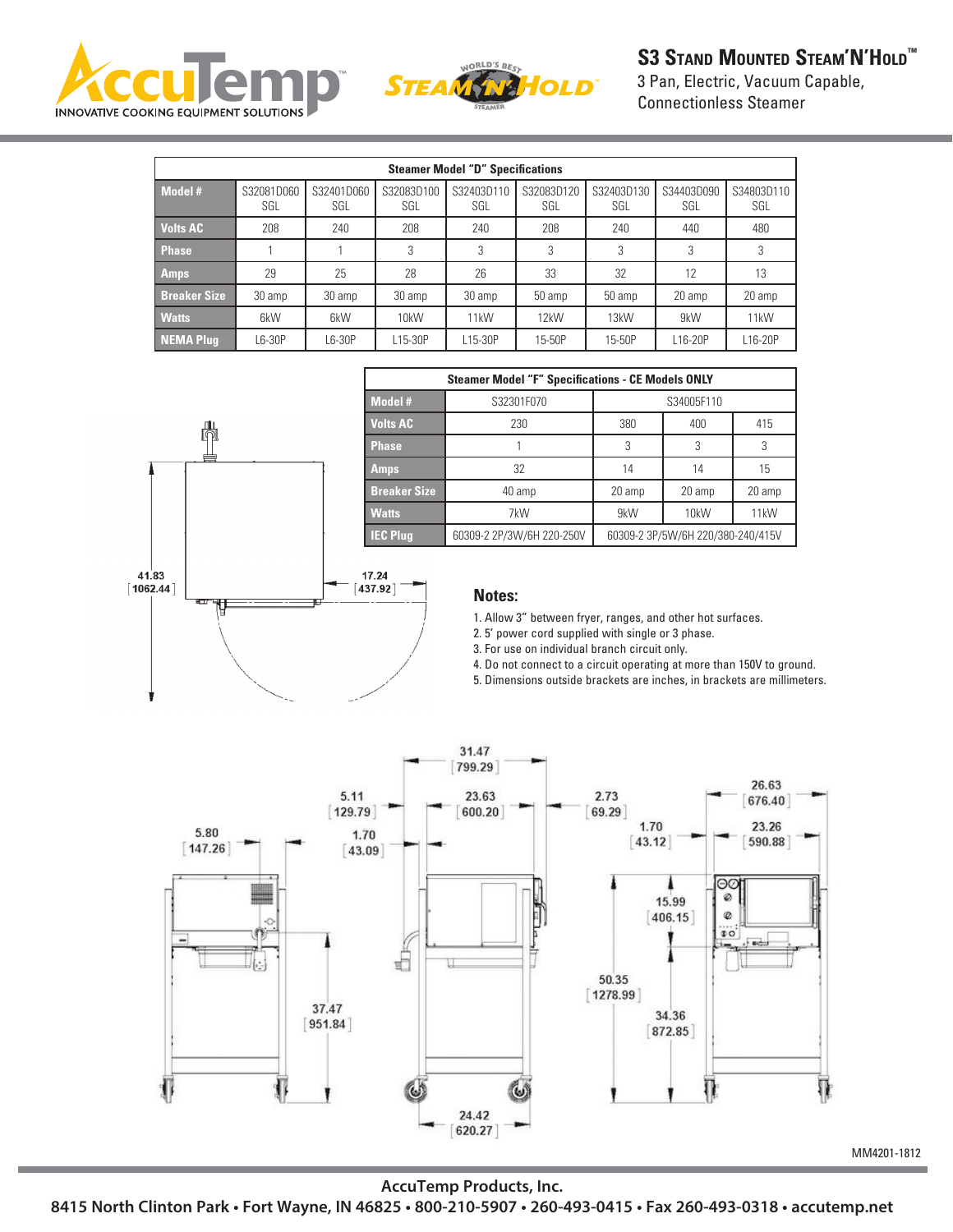# S3 Stand Mounted Steam'N'Hold™

3 Pan, Electric, Vacuum Capable, Connectionless Steamer

| Steamer Model "D" Specifications | | | | | | | | |
|---|---|---|---|---|---|---|---|---|
| Model # | S32081D060 SGL | S32401D060 SGL | S32083D100 SGL | S32403D110 SGL | S32083D120 SGL | S32403D130 SGL | S34403D090 SGL | S34803D110 SGL |
| Volts AC | 208 | 240 | 208 | 240 | 208 | 240 | 440 | 480 |
| Phase | 1 | 1 | 3 | 3 | 3 | 3 | 3 | 3 |
| Amps | 29 | 25 | 28 | 26 | 33 | 32 | 12 | 13 |
| Breaker Size | 30 amp | 30 amp | 30 amp | 30 amp | 50 amp | 50 amp | 20 amp | 20 amp |
| Watts | 6kW | 6kW | 10kW | 11kW | 12kW | 13kW | 9kW | 11kW |
| NEMA Plug | L6-30P | L6-30P | L15-30P | L15-30P | 15-50P | 15-50P | L16-20P | L16-20P |

| Steamer Model "F" Specifications - CE Models ONLY | | | | |
|---|---|---|---|---|
| Model # | S32301F070 | S34005F110 | | |
| Volts AC | 230 | 380 | 400 | 415 |
| Phase | 1 | 3 | 3 | 3 |
| Amps | 32 | 14 | 14 | 15 |
| Breaker Size | 40 amp | 20 amp | 20 amp | 20 amp |
| Watts | 7kW | 9kW | 10kW | 11kW |
| IEC Plug | 60309-2 2P/3W/6H 220-250V | 60309-2 3P/5W/6H 220/380-240/415V | | |

41.83 [1062.44]

17.24 [437.92]

## Notes:

1. Allow 3" between fryer, ranges, and other hot surfaces.
2. 5' power cord supplied with single or 3 phase.
3. For use on individual branch circuit only.
4. Do not connect to a circuit operating at more than 150V to ground.
5. Dimensions outside brackets are inches, in brackets are millimeters.

31.47 [799.29]

5.11 [129.79]

23.63 [600.20]

2.73 [69.29]

26.63 [676.40]

5.80 [147.26]

1.70 [43.09]

1.70 [43.12]

23.26 [590.88]

15.99 [406.15]

50.35 [1278.99]

37.47 [951.84]

34.36 [872.85]

24.42 [620.27]

MM4201-1812

AccuTemp Products, Inc.

8415 North Clinton Park • Fort Wayne, IN 46825 • 800-210-5907 • 260-493-0415 • Fax 260-493-0318 • accutemp.net